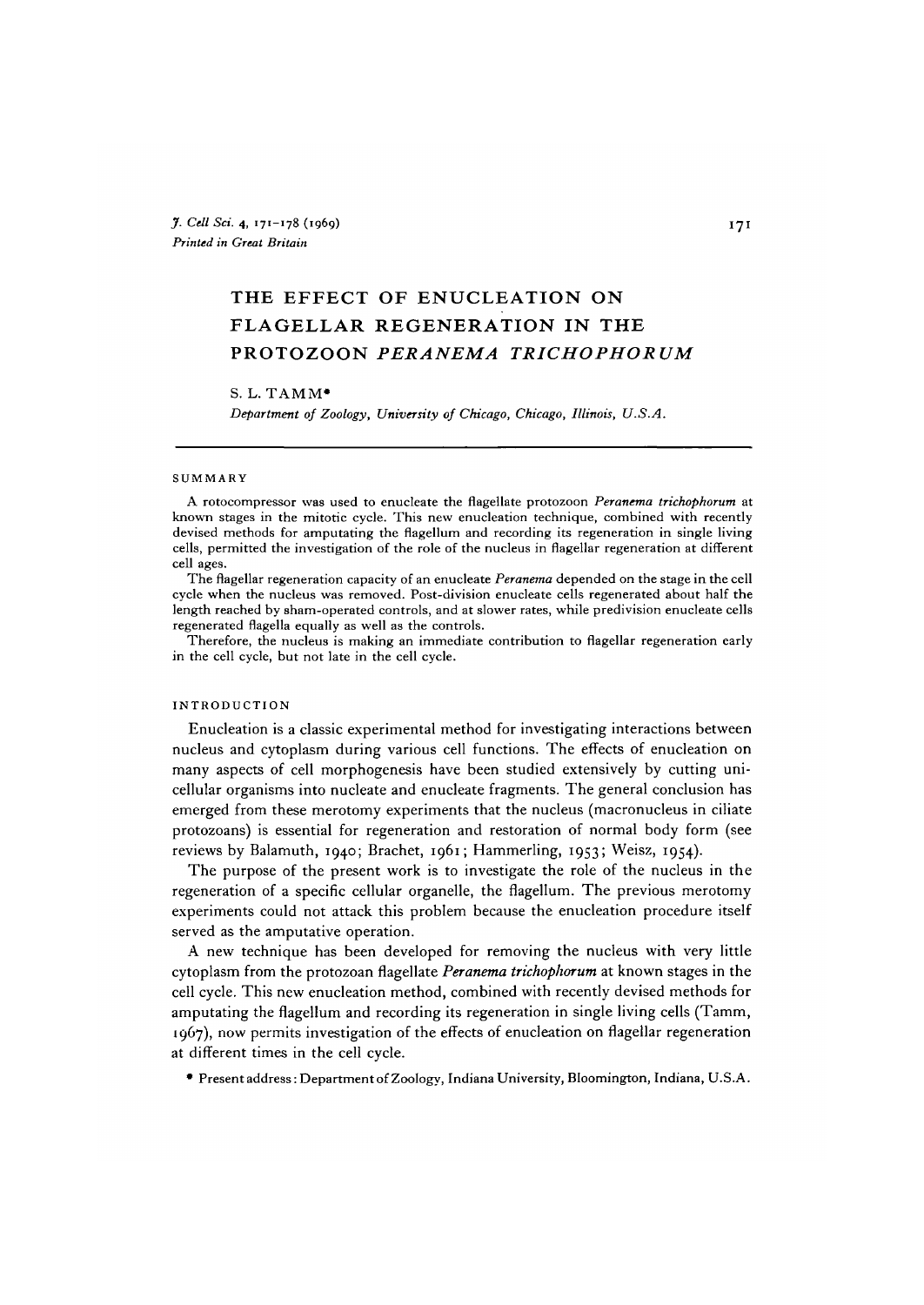# THE EFFECT OF ENUCLEATION ON FLAGELLAR REGENERATION IN THE PROTOZOON *PERANEMA TRICHOPHORUM*

S. L. TAMM*

*Department of Zoology, University of Chicago, Chicago, Illinois, U.S.A.*

## SUMMARY

A rotocompressor was used to enucleate the flagellate protozoon *Peranema trichophorum* at known stages in the mitotic cycle. This new enucleation technique, combined with recently devised methods for amputating the flagellum and recording its regeneration in single living cells, permitted the investigation of the role of the nucleus in flagellar regeneration at different cell ages.

The flagellar regeneration capacity of an enucleate *Peranema* depended on the stage in the cell cycle when the nucleus was removed. Post-division enucleate cells regenerated about half the length reached by sham-operated controls, and at slower rates, while predivision enucleate cells regenerated flagella equally as well as the controls.

Therefore, the nucleus is making an immediate contribution to flagellar regeneration early in the cell cycle, but not late in the cell cycle.

## INTRODUCTION

Enucleation is a classic experimental method for investigating interactions between nucleus and cytoplasm during various cell functions. The effects of enucleation on many aspects of cell morphogenesis have been studied extensively by cutting unicellular organisms into nucleate and enucleate fragments. The general conclusion has emerged from these merotomy experiments that the nucleus (macronucleus in ciliate protozoans) is essential for regeneration and restoration of normal body form (see reviews by Balamuth, 1940; Brachet, 1961; Hammerling, 1953; Weisz, 1954).

The purpose of the present work is to investigate the role of the nucleus in the regeneration of a specific cellular organelle, the flagellum. The previous merotomy experiments could not attack this problem because the enucleation procedure itself served as the amputative operation.

A new technique has been developed for removing the nucleus with very little cytoplasm from the protozoan flagellate *Peranema trichophorum* at known stages in the cell cycle. This new enucleation method, combined with recently devised methods for amputating the flagellum and recording its regeneration in single living cells (Tamm, 1967), now permits investigation of the effects of enucleation on flagellar regeneration at different times in the cell cycle.

* Present address: Department of Zoology, Indiana University, Bloomington, Indiana, U.S.A.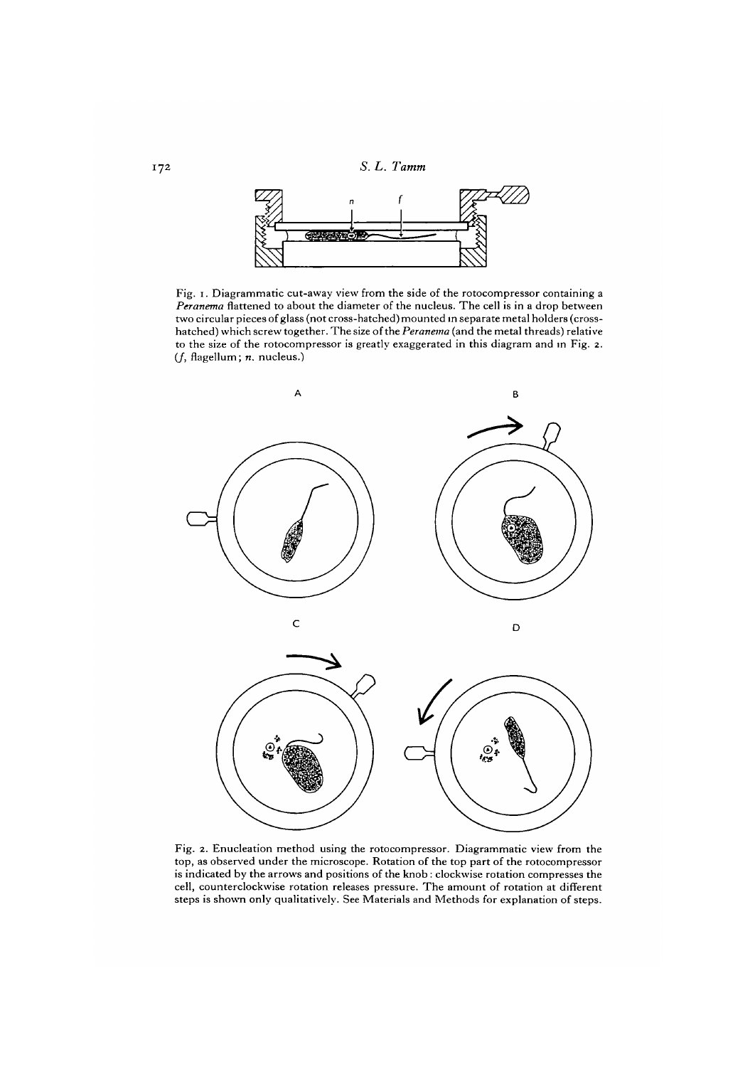Fig. 1. Diagrammatic cut-away view from the side of the rotocompressor containing a *Peranema* flattened to about the diameter of the nucleus. The cell is in a drop between two circular pieces of glass (not cross-hatched) mounted in separate metal holders (cross-hatched) which screw together. The size of the *Peranema* (and the metal threads) relative to the size of the rotocompressor is greatly exaggerated in this diagram and in Fig. 2. (*f*, flagellum; *n*, nucleus.)

Fig. 2. Enucleation method using the rotocompressor. Diagrammatic view from the top, as observed under the microscope. Rotation of the top part of the rotocompressor is indicated by the arrows and positions of the knob: clockwise rotation compresses the cell, counterclockwise rotation releases pressure. The amount of rotation at different steps is shown only qualitatively. See Materials and Methods for explanation of steps.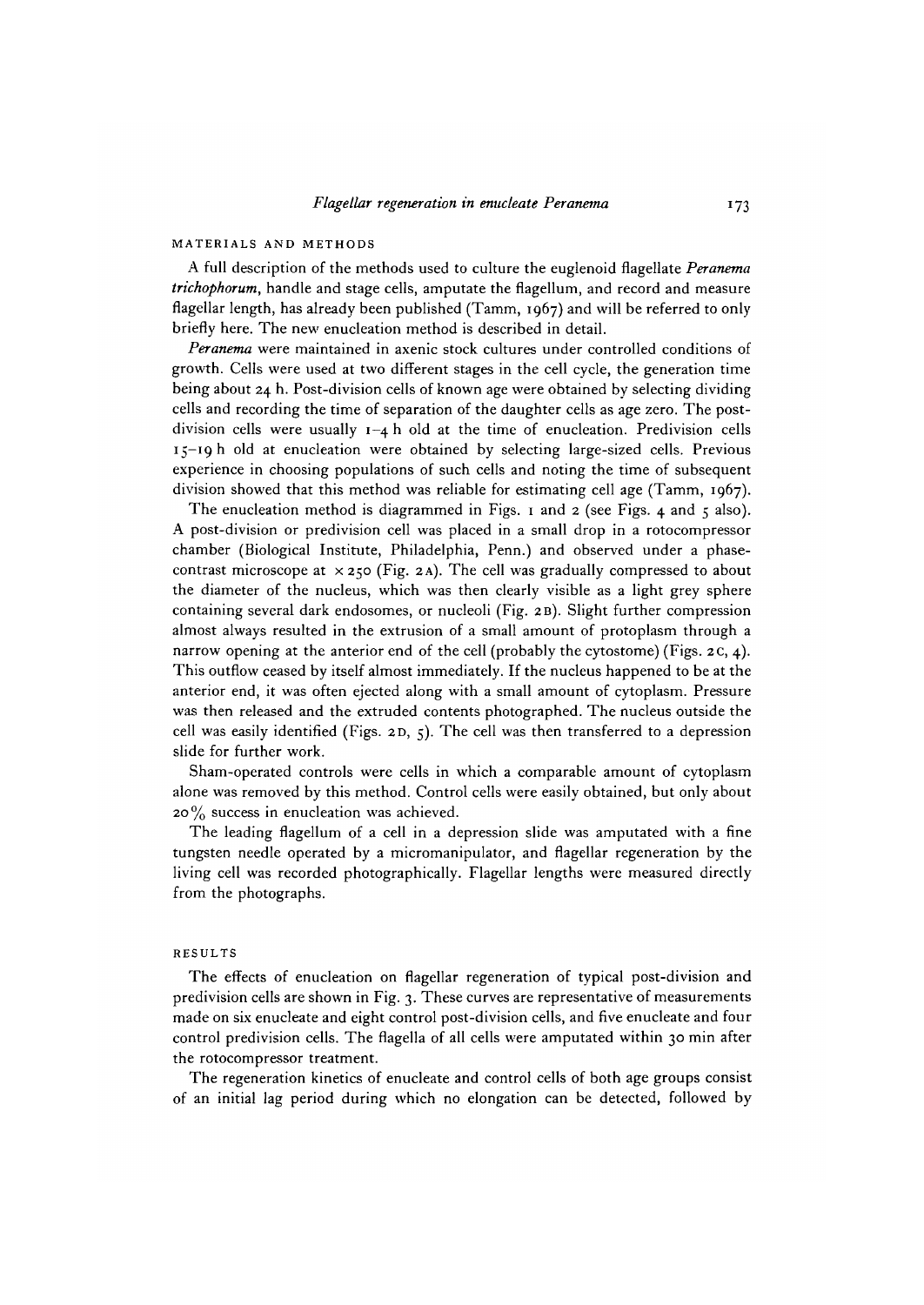## MATERIALS AND METHODS

A full description of the methods used to culture the euglenoid flagellate *Peranema trichophorum*, handle and stage cells, amputate the flagellum, and record and measure flagellar length, has already been published (Tamm, 1967) and will be referred to only briefly here. The new enucleation method is described in detail.

*Peranema* were maintained in axenic stock cultures under controlled conditions of growth. Cells were used at two different stages in the cell cycle, the generation time being about 24 h. Post-division cells of known age were obtained by selecting dividing cells and recording the time of separation of the daughter cells as age zero. The post-division cells were usually 1–4 h old at the time of enucleation. Predivision cells 15–19 h old at enucleation were obtained by selecting large-sized cells. Previous experience in choosing populations of such cells and noting the time of subsequent division showed that this method was reliable for estimating cell age (Tamm, 1967).

The enucleation method is diagrammed in Figs. 1 and 2 (see Figs. 4 and 5 also). A post-division or predivision cell was placed in a small drop in a rotocompressor chamber (Biological Institute, Philadelphia, Penn.) and observed under a phase-contrast microscope at $\times 250$ (Fig. 2A). The cell was gradually compressed to about the diameter of the nucleus, which was then clearly visible as a light grey sphere containing several dark endosomes, or nucleoli (Fig. 2B). Slight further compression almost always resulted in the extrusion of a small amount of protoplasm through a narrow opening at the anterior end of the cell (probably the cytostome) (Figs. 2C, 4). This outflow ceased by itself almost immediately. If the nucleus happened to be at the anterior end, it was often ejected along with a small amount of cytoplasm. Pressure was then released and the extruded contents photographed. The nucleus outside the cell was easily identified (Figs. 2D, 5). The cell was then transferred to a depression slide for further work.

Sham-operated controls were cells in which a comparable amount of cytoplasm alone was removed by this method. Control cells were easily obtained, but only about 20% success in enucleation was achieved.

The leading flagellum of a cell in a depression slide was amputated with a fine tungsten needle operated by a micromanipulator, and flagellar regeneration by the living cell was recorded photographically. Flagellar lengths were measured directly from the photographs.

## RESULTS

The effects of enucleation on flagellar regeneration of typical post-division and predivision cells are shown in Fig. 3. These curves are representative of measurements made on six enucleate and eight control post-division cells, and five enucleate and four control predivision cells. The flagella of all cells were amputated within 30 min after the rotocompressor treatment.

The regeneration kinetics of enucleate and control cells of both age groups consist of an initial lag period during which no elongation can be detected, followed by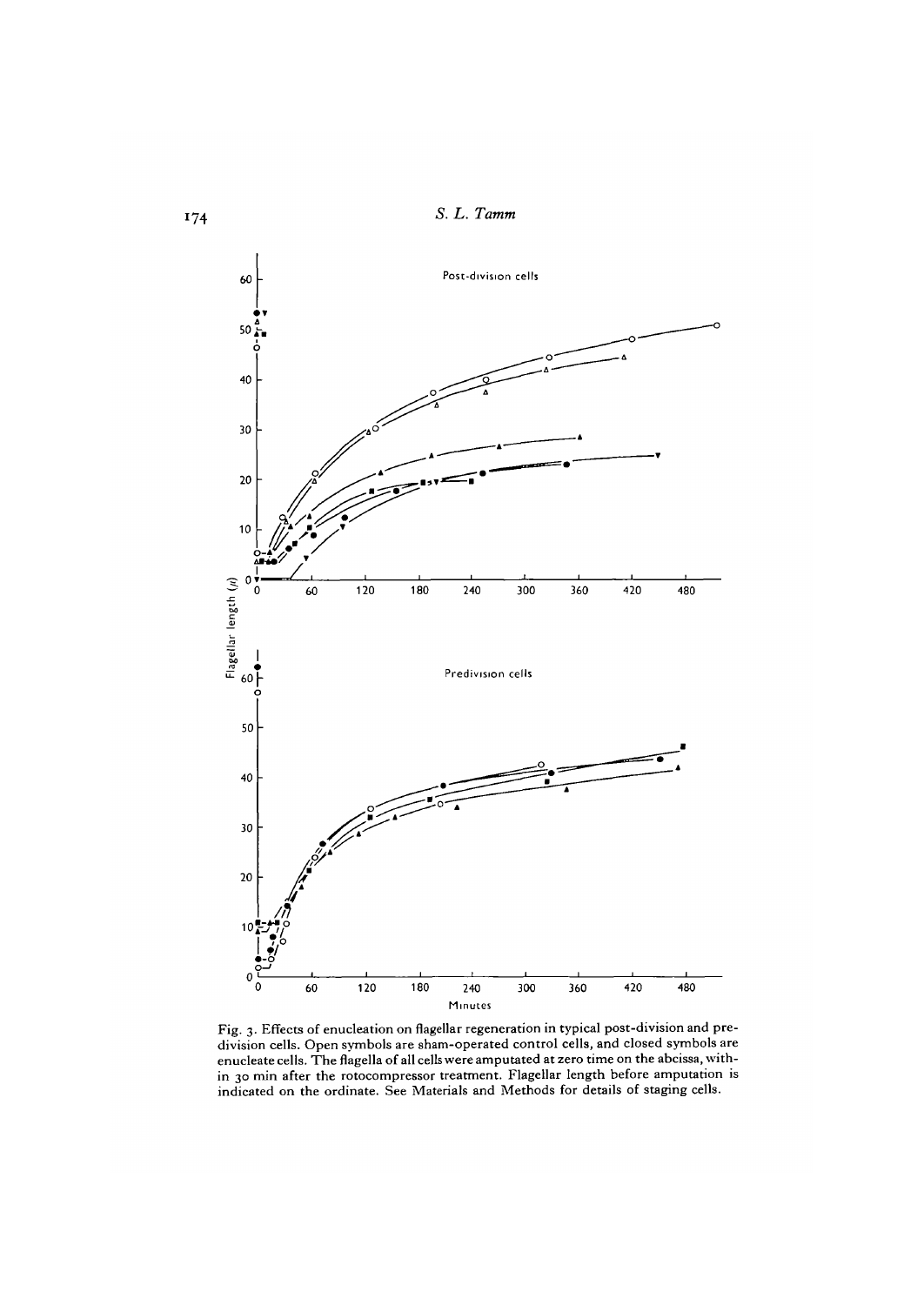Fig. 3. Effects of enucleation on flagellar regeneration in typical post-division and predivision cells. Open symbols are sham-operated control cells, and closed symbols are enucleate cells. The flagella of all cells were amputated at zero time on the abcissa, within 30 min after the rotocompressor treatment. Flagellar length before amputation is indicated on the ordinate. See Materials and Methods for details of staging cells.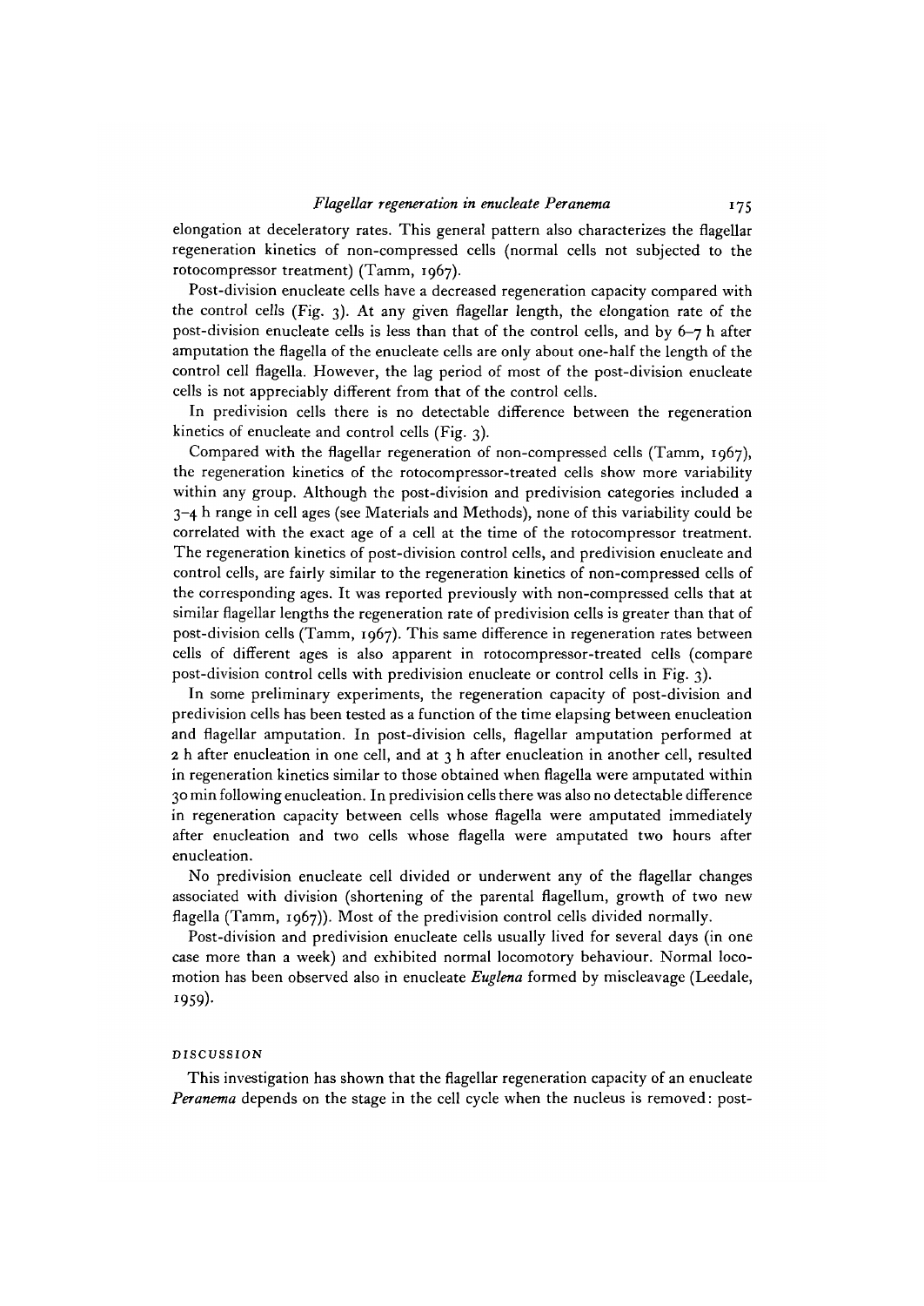elongation at deceleratory rates. This general pattern also characterizes the flagellar regeneration kinetics of non-compressed cells (normal cells not subjected to the rotocompressor treatment) (Tamm, 1967).

Post-division enucleate cells have a decreased regeneration capacity compared with the control cells (Fig. 3). At any given flagellar length, the elongation rate of the post-division enucleate cells is less than that of the control cells, and by 6–7 h after amputation the flagella of the enucleate cells are only about one-half the length of the control cell flagella. However, the lag period of most of the post-division enucleate cells is not appreciably different from that of the control cells.

In predivision cells there is no detectable difference between the regeneration kinetics of enucleate and control cells (Fig. 3).

Compared with the flagellar regeneration of non-compressed cells (Tamm, 1967), the regeneration kinetics of the rotocompressor-treated cells show more variability within any group. Although the post-division and predivision categories included a 3–4 h range in cell ages (see Materials and Methods), none of this variability could be correlated with the exact age of a cell at the time of the rotocompressor treatment. The regeneration kinetics of post-division control cells, and predivision enucleate and control cells, are fairly similar to the regeneration kinetics of non-compressed cells of the corresponding ages. It was reported previously with non-compressed cells that at similar flagellar lengths the regeneration rate of predivision cells is greater than that of post-division cells (Tamm, 1967). This same difference in regeneration rates between cells of different ages is also apparent in rotocompressor-treated cells (compare post-division control cells with predivision enucleate or control cells in Fig. 3).

In some preliminary experiments, the regeneration capacity of post-division and predivision cells has been tested as a function of the time elapsing between enucleation and flagellar amputation. In post-division cells, flagellar amputation performed at 2 h after enucleation in one cell, and at 3 h after enucleation in another cell, resulted in regeneration kinetics similar to those obtained when flagella were amputated within 30 min following enucleation. In predivision cells there was also no detectable difference in regeneration capacity between cells whose flagella were amputated immediately after enucleation and two cells whose flagella were amputated two hours after enucleation.

No predivision enucleate cell divided or underwent any of the flagellar changes associated with division (shortening of the parental flagellum, growth of two new flagella (Tamm, 1967)). Most of the predivision control cells divided normally.

Post-division and predivision enucleate cells usually lived for several days (in one case more than a week) and exhibited normal locomotory behaviour. Normal locomotion has been observed also in enucleate *Euglena* formed by miscleavage (Leedale, 1959).

## DISCUSSION

This investigation has shown that the flagellar regeneration capacity of an enucleate *Peranema* depends on the stage in the cell cycle when the nucleus is removed: post-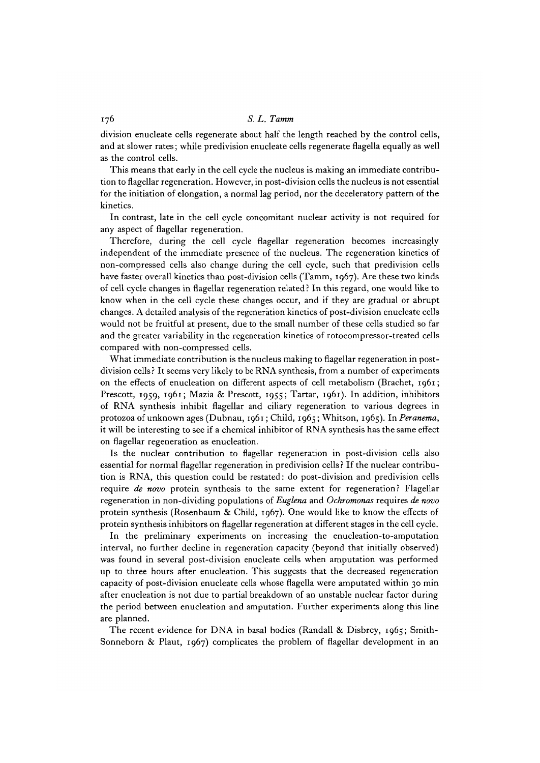division enucleate cells regenerate about half the length reached by the control cells, and at slower rates; while predivision enucleate cells regenerate flagella equally as well as the control cells.

This means that early in the cell cycle the nucleus is making an immediate contribution to flagellar regeneration. However, in post-division cells the nucleus is not essential for the initiation of elongation, a normal lag period, nor the deceleratory pattern of the kinetics.

In contrast, late in the cell cycle concomitant nuclear activity is not required for any aspect of flagellar regeneration.

Therefore, during the cell cycle flagellar regeneration becomes increasingly independent of the immediate presence of the nucleus. The regeneration kinetics of non-compressed cells also change during the cell cycle, such that predivision cells have faster overall kinetics than post-division cells (Tamm, 1967). Are these two kinds of cell cycle changes in flagellar regeneration related? In this regard, one would like to know when in the cell cycle these changes occur, and if they are gradual or abrupt changes. A detailed analysis of the regeneration kinetics of post-division enucleate cells would not be fruitful at present, due to the small number of these cells studied so far and the greater variability in the regeneration kinetics of rotocompressor-treated cells compared with non-compressed cells.

What immediate contribution is the nucleus making to flagellar regeneration in post-division cells? It seems very likely to be RNA synthesis, from a number of experiments on the effects of enucleation on different aspects of cell metabolism (Brachet, 1961; Prescott, 1959, 1961; Mazia & Prescott, 1955; Tartar, 1961). In addition, inhibitors of RNA synthesis inhibit flagellar and ciliary regeneration to various degrees in protozoa of unknown ages (Dubnau, 1961; Child, 1965; Whitson, 1965). In *Peranema*, it will be interesting to see if a chemical inhibitor of RNA synthesis has the same effect on flagellar regeneration as enucleation.

Is the nuclear contribution to flagellar regeneration in post-division cells also essential for normal flagellar regeneration in predivision cells? If the nuclear contribution is RNA, this question could be restated: do post-division and predivision cells require *de novo* protein synthesis to the same extent for regeneration? Flagellar regeneration in non-dividing populations of *Euglena* and *Ochromonas* requires *de novo* protein synthesis (Rosenbaum & Child, 1967). One would like to know the effects of protein synthesis inhibitors on flagellar regeneration at different stages in the cell cycle.

In the preliminary experiments on increasing the enucleation-to-amputation interval, no further decline in regeneration capacity (beyond that initially observed) was found in several post-division enucleate cells when amputation was performed up to three hours after enucleation. This suggests that the decreased regeneration capacity of post-division enucleate cells whose flagella were amputated within 30 min after enucleation is not due to partial breakdown of an unstable nuclear factor during the period between enucleation and amputation. Further experiments along this line are planned.

The recent evidence for DNA in basal bodies (Randall & Disbrey, 1965; Smith-Sonneborn & Plaut, 1967) complicates the problem of flagellar development in an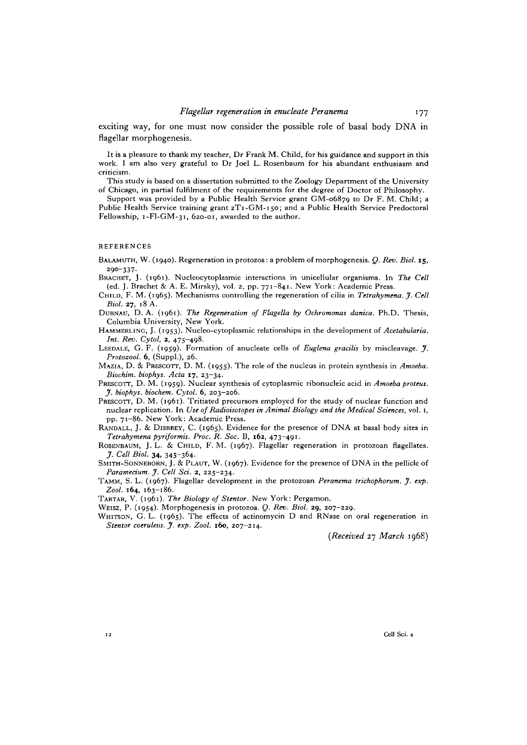exciting way, for one must now consider the possible role of basal body DNA in flagellar morphogenesis.

It is a pleasure to thank my teacher, Dr Frank M. Child, for his guidance and support in this work. I am also very grateful to Dr Joel L. Rosenbaum for his abundant enthusiasm and criticism.

This study is based on a dissertation submitted to the Zoology Department of the University of Chicago, in partial fulfilment of the requirements for the degree of Doctor of Philosophy.

Support was provided by a Public Health Service grant GM-06879 to Dr F. M. Child; a Public Health Service training grant 2T1-GM-150; and a Public Health Service Predoctoral Fellowship, 1-Fl-GM-31, 620-01, awarded to the author.

## REFERENCES

BALAMUTH, W. (1940). Regeneration in protozoa: a problem of morphogenesis. *Q. Rev. Biol.* **15**, 290–337.

BRACHET, J. (1961). Nucleocytoplasmic interactions in unicellular organisms. In *The Cell* (ed. J. Brachet & A. E. Mirsky), vol. 2, pp. 771–841. New York: Academic Press.

CHILD, F. M. (1965). Mechanisms controlling the regeneration of cilia in *Tetrahymena*. *J. Cell Biol.* **27**, 18 A.

DUBNAU, D. A. (1961). *The Regeneration of Flagella by Ochromonas danica*. Ph.D. Thesis, Columbia University, New York.

HAMMERLING, J. (1953). Nucleo-cytoplasmic relationships in the development of *Acetabularia*. *Int. Rev. Cytol*, **2**, 475–498.

LEEDALE, G. F. (1959). Formation of anucleate cells of *Euglena gracilis* by miscleavage. *J. Protozool.* **6**, (Suppl.), 26.

MAZIA, D. & PRESCOTT, D. M. (1955). The role of the nucleus in protein synthesis in *Amoeba*. *Biochim. biophys. Acta* **17**, 23–34.

PRESCOTT, D. M. (1959). Nuclear synthesis of cytoplasmic ribonucleic acid in *Amoeba proteus*. *J. biophys. biochem. Cytol.* **6**, 203–206.

PRESCOTT, D. M. (1961). Tritiated precursors employed for the study of nuclear function and nuclear replication. In *Use of Radioisotopes in Animal Biology and the Medical Sciences*, vol. 1, pp. 71–86. New York: Academic Press.

RANDALL, J. & DISBREY, C. (1965). Evidence for the presence of DNA at basal body sites in *Tetrahymena pyriformis*. *Proc. R. Soc.* B, **162**, 473–491.

ROSENBAUM, J. L. & CHILD, F. M. (1967). Flagellar regeneration in protozoan flagellates. *J. Cell Biol.* **34**, 345–364.

SMITH-SONNEBORN, J. & PLAUT, W. (1967). Evidence for the presence of DNA in the pellicle of *Paramecium*. *J. Cell Sci.* **2**, 225–234.

TAMM, S. L. (1967). Flagellar development in the protozoan *Peranema trichophorum*. *J. exp. Zool.* **164**, 163–186.

TARTAR, V. (1961). *The Biology of Stentor*. New York: Pergamon.

WEISZ, P. (1954). Morphogenesis in protozoa. *Q. Rev. Biol.* **29**, 207–229.

WHITSON, G. L. (1965). The effects of actinomycin D and RNase on oral regeneration in *Stentor coeruleus*. *J. exp. Zool.* **160**, 207–214.

*(Received 27 March 1968)*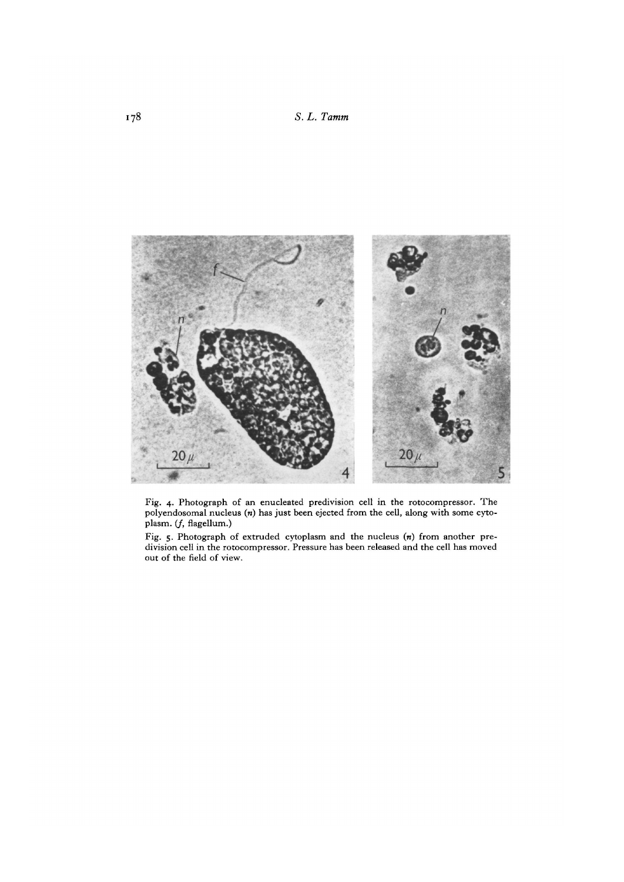Fig. 4. Photograph of an enucleated predivision cell in the rotocompressor. The polyendosomal nucleus (*n*) has just been ejected from the cell, along with some cytoplasm. (*f*, flagellum.)

Fig. 5. Photograph of extruded cytoplasm and the nucleus (*n*) from another predivision cell in the rotocompressor. Pressure has been released and the cell has moved out of the field of view.